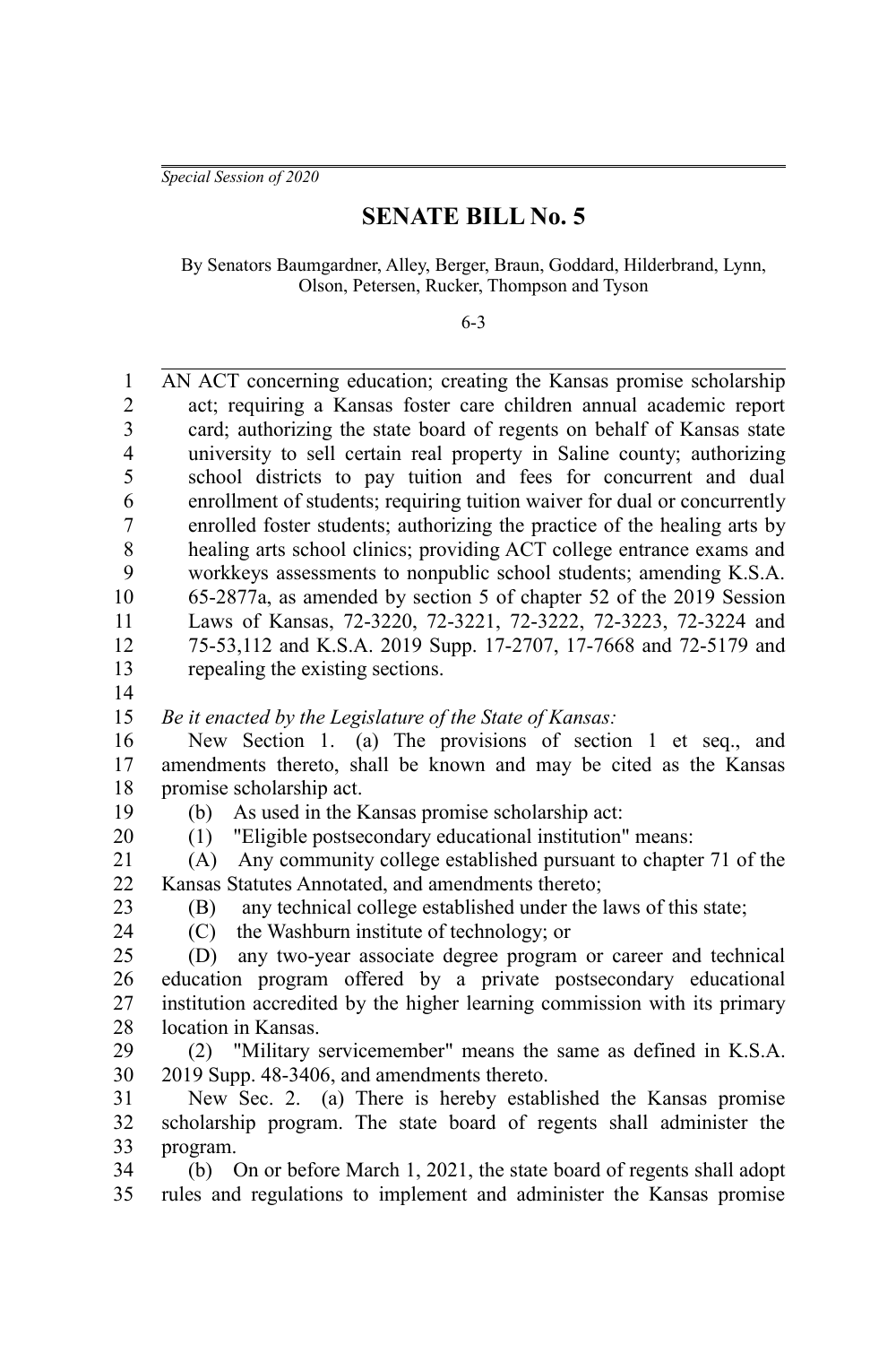*Special Session of 2020*

# SENATE BILL No. 5

By Senators Baumgardner, Alley, Berger, Braun, Goddard, Hilderbrand, Lynn, Olson, Petersen, Rucker, Thompson and Tyson

6-3

AN ACT concerning education; creating the Kansas promise scholarship act; requiring a Kansas foster care children annual academic report card; authorizing the state board of regents on behalf of Kansas state university to sell certain real property in Saline county; authorizing school districts to pay tuition and fees for concurrent and dual enrollment of students; requiring tuition waiver for dual or concurrently enrolled foster students; authorizing the practice of the healing arts by healing arts school clinics; providing ACT college entrance exams and workkeys assessments to nonpublic school students; amending K.S.A. 65-2877a, as amended by section 5 of chapter 52 of the 2019 Session Laws of Kansas, 72-3220, 72-3221, 72-3222, 72-3223, 72-3224 and 75-53,112 and K.S.A. 2019 Supp. 17-2707, 17-7668 and 72-5179 and repealing the existing sections.

*Be it enacted by the Legislature of the State of Kansas:*

New Section 1. (a) The provisions of section 1 et seq., and amendments thereto, shall be known and may be cited as the Kansas promise scholarship act.

(b) As used in the Kansas promise scholarship act:

(1) "Eligible postsecondary educational institution" means:

(A) Any community college established pursuant to chapter 71 of the Kansas Statutes Annotated, and amendments thereto;

(B) any technical college established under the laws of this state;

(C) the Washburn institute of technology; or

(D) any two-year associate degree program or career and technical education program offered by a private postsecondary educational institution accredited by the higher learning commission with its primary location in Kansas.

(2) "Military servicemember" means the same as defined in K.S.A. 2019 Supp. 48-3406, and amendments thereto.

New Sec. 2. (a) There is hereby established the Kansas promise scholarship program. The state board of regents shall administer the program.

(b) On or before March 1, 2021, the state board of regents shall adopt rules and regulations to implement and administer the Kansas promise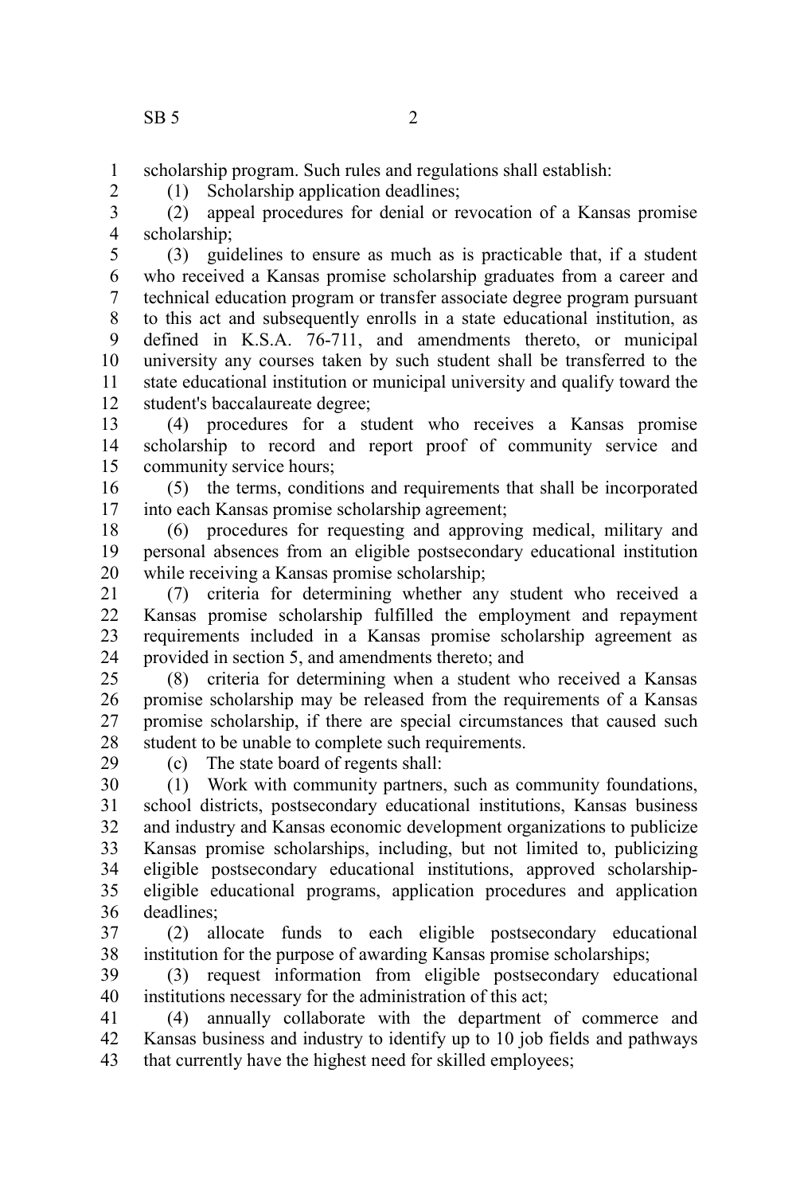scholarship program. Such rules and regulations shall establish:

(1) Scholarship application deadlines;

(2) appeal procedures for denial or revocation of a Kansas promise scholarship;

(3) guidelines to ensure as much as is practicable that, if a student who received a Kansas promise scholarship graduates from a career and technical education program or transfer associate degree program pursuant to this act and subsequently enrolls in a state educational institution, as defined in K.S.A. 76-711, and amendments thereto, or municipal university any courses taken by such student shall be transferred to the state educational institution or municipal university and qualify toward the student's baccalaureate degree;

(4) procedures for a student who receives a Kansas promise scholarship to record and report proof of community service and community service hours;

(5) the terms, conditions and requirements that shall be incorporated into each Kansas promise scholarship agreement;

(6) procedures for requesting and approving medical, military and personal absences from an eligible postsecondary educational institution while receiving a Kansas promise scholarship;

(7) criteria for determining whether any student who received a Kansas promise scholarship fulfilled the employment and repayment requirements included in a Kansas promise scholarship agreement as provided in section 5, and amendments thereto; and

(8) criteria for determining when a student who received a Kansas promise scholarship may be released from the requirements of a Kansas promise scholarship, if there are special circumstances that caused such student to be unable to complete such requirements.

(c) The state board of regents shall:

(1) Work with community partners, such as community foundations, school districts, postsecondary educational institutions, Kansas business and industry and Kansas economic development organizations to publicize Kansas promise scholarships, including, but not limited to, publicizing eligible postsecondary educational institutions, approved scholarship-eligible educational programs, application procedures and application deadlines;

(2) allocate funds to each eligible postsecondary educational institution for the purpose of awarding Kansas promise scholarships;

(3) request information from eligible postsecondary educational institutions necessary for the administration of this act;

(4) annually collaborate with the department of commerce and Kansas business and industry to identify up to 10 job fields and pathways that currently have the highest need for skilled employees;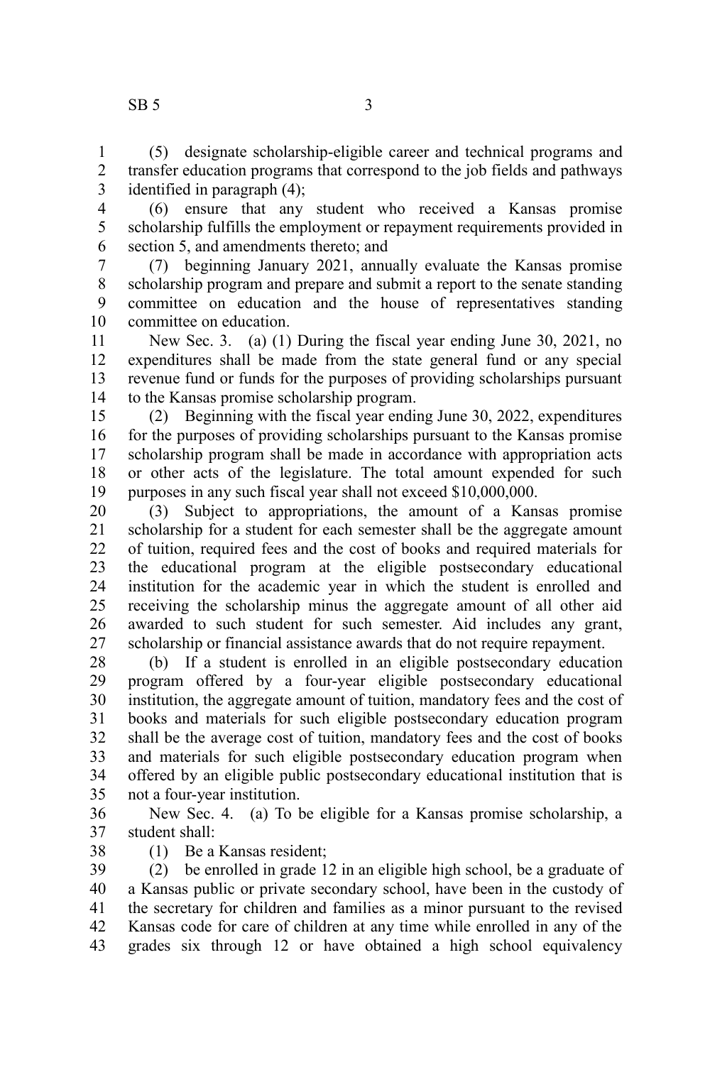(5) designate scholarship-eligible career and technical programs and transfer education programs that correspond to the job fields and pathways identified in paragraph (4);

(6) ensure that any student who received a Kansas promise scholarship fulfills the employment or repayment requirements provided in section 5, and amendments thereto; and

(7) beginning January 2021, annually evaluate the Kansas promise scholarship program and prepare and submit a report to the senate standing committee on education and the house of representatives standing committee on education.

New Sec. 3. (a) (1) During the fiscal year ending June 30, 2021, no expenditures shall be made from the state general fund or any special revenue fund or funds for the purposes of providing scholarships pursuant to the Kansas promise scholarship program.

(2) Beginning with the fiscal year ending June 30, 2022, expenditures for the purposes of providing scholarships pursuant to the Kansas promise scholarship program shall be made in accordance with appropriation acts or other acts of the legislature. The total amount expended for such purposes in any such fiscal year shall not exceed $10,000,000.

(3) Subject to appropriations, the amount of a Kansas promise scholarship for a student for each semester shall be the aggregate amount of tuition, required fees and the cost of books and required materials for the educational program at the eligible postsecondary educational institution for the academic year in which the student is enrolled and receiving the scholarship minus the aggregate amount of all other aid awarded to such student for such semester. Aid includes any grant, scholarship or financial assistance awards that do not require repayment.

(b) If a student is enrolled in an eligible postsecondary education program offered by a four-year eligible postsecondary educational institution, the aggregate amount of tuition, mandatory fees and the cost of books and materials for such eligible postsecondary education program shall be the average cost of tuition, mandatory fees and the cost of books and materials for such eligible postsecondary education program when offered by an eligible public postsecondary educational institution that is not a four-year institution.

New Sec. 4. (a) To be eligible for a Kansas promise scholarship, a student shall:

(1) Be a Kansas resident;

(2) be enrolled in grade 12 in an eligible high school, be a graduate of a Kansas public or private secondary school, have been in the custody of the secretary for children and families as a minor pursuant to the revised Kansas code for care of children at any time while enrolled in any of the grades six through 12 or have obtained a high school equivalency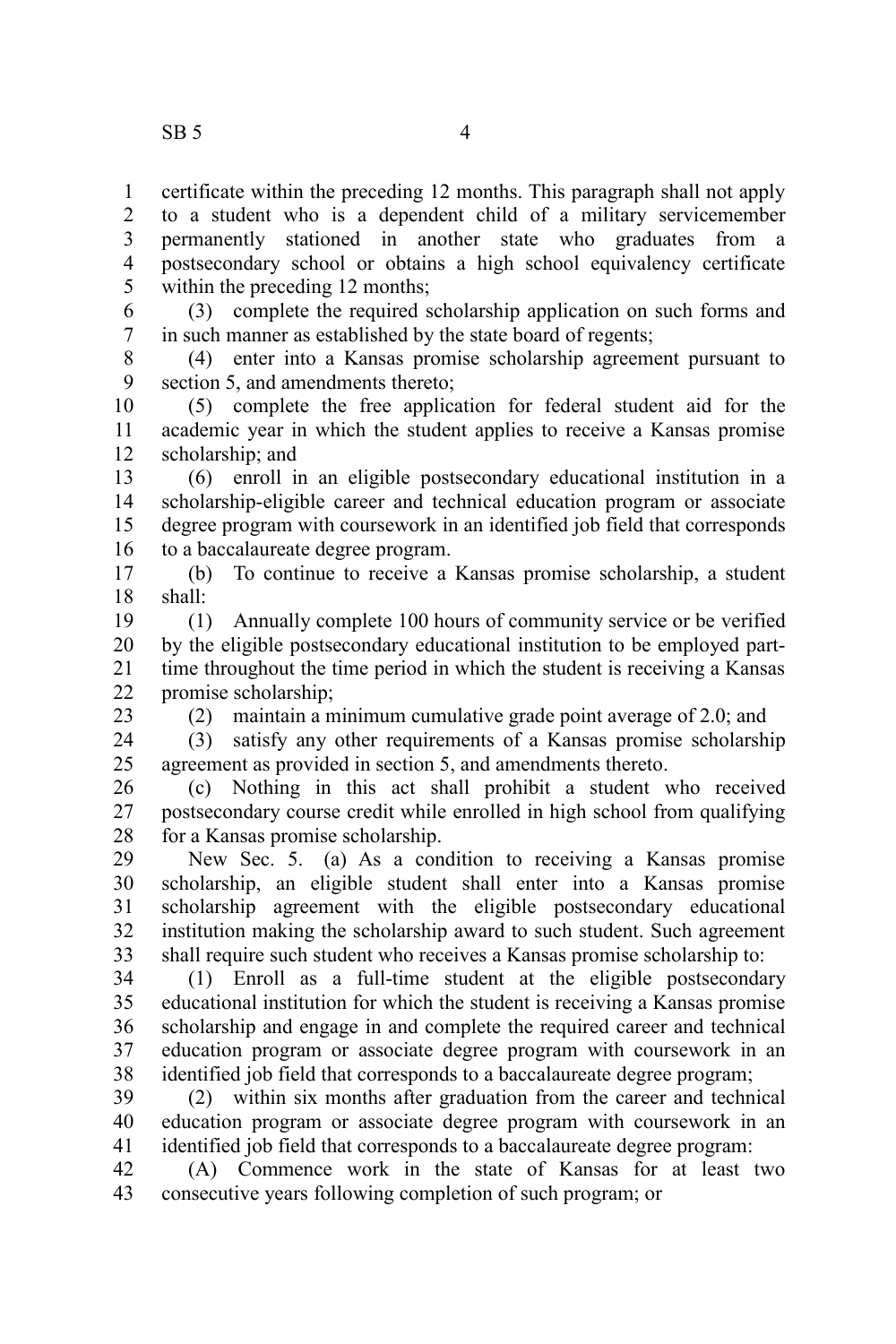certificate within the preceding 12 months. This paragraph shall not apply to a student who is a dependent child of a military servicemember permanently stationed in another state who graduates from a postsecondary school or obtains a high school equivalency certificate within the preceding 12 months;

(3) complete the required scholarship application on such forms and in such manner as established by the state board of regents;

(4) enter into a Kansas promise scholarship agreement pursuant to section 5, and amendments thereto;

(5) complete the free application for federal student aid for the academic year in which the student applies to receive a Kansas promise scholarship; and

(6) enroll in an eligible postsecondary educational institution in a scholarship-eligible career and technical education program or associate degree program with coursework in an identified job field that corresponds to a baccalaureate degree program.

(b) To continue to receive a Kansas promise scholarship, a student shall:

(1) Annually complete 100 hours of community service or be verified by the eligible postsecondary educational institution to be employed part-time throughout the time period in which the student is receiving a Kansas promise scholarship;

(2) maintain a minimum cumulative grade point average of 2.0; and

(3) satisfy any other requirements of a Kansas promise scholarship agreement as provided in section 5, and amendments thereto.

(c) Nothing in this act shall prohibit a student who received postsecondary course credit while enrolled in high school from qualifying for a Kansas promise scholarship.

New Sec. 5. (a) As a condition to receiving a Kansas promise scholarship, an eligible student shall enter into a Kansas promise scholarship agreement with the eligible postsecondary educational institution making the scholarship award to such student. Such agreement shall require such student who receives a Kansas promise scholarship to:

(1) Enroll as a full-time student at the eligible postsecondary educational institution for which the student is receiving a Kansas promise scholarship and engage in and complete the required career and technical education program or associate degree program with coursework in an identified job field that corresponds to a baccalaureate degree program;

(2) within six months after graduation from the career and technical education program or associate degree program with coursework in an identified job field that corresponds to a baccalaureate degree program:

(A) Commence work in the state of Kansas for at least two consecutive years following completion of such program; or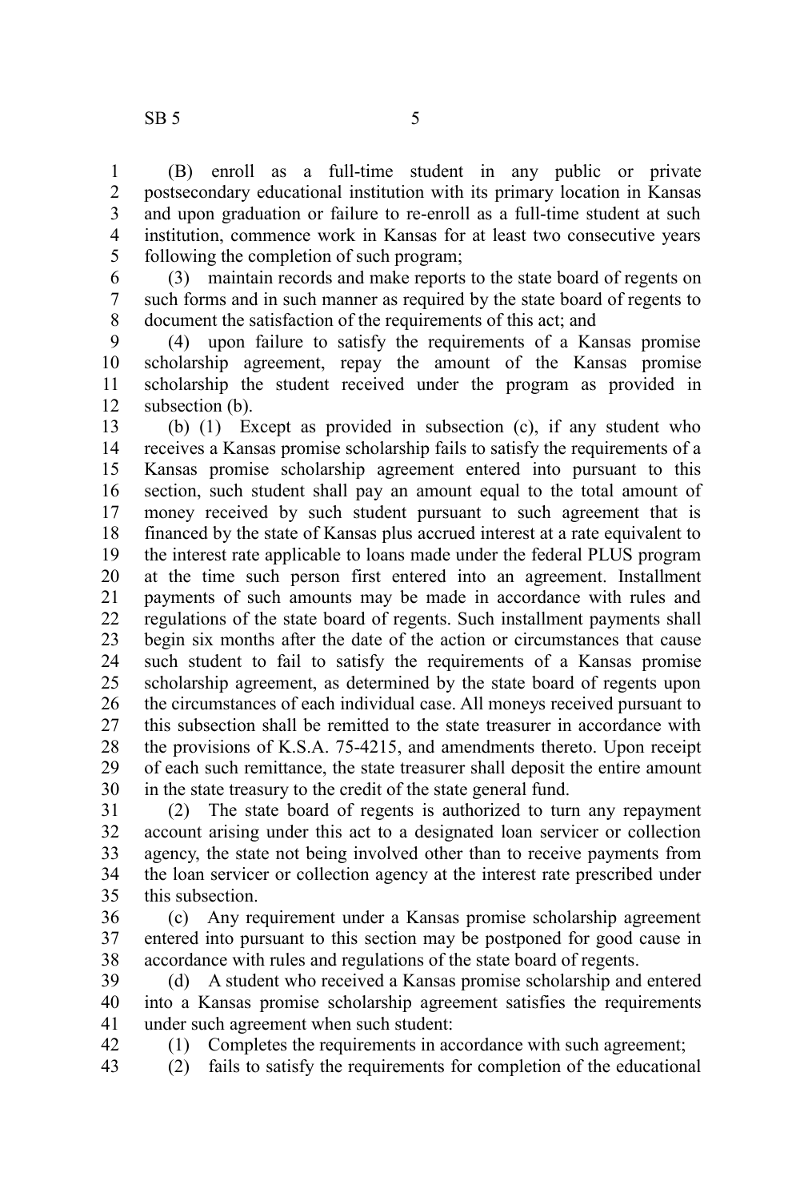(B) enroll as a full-time student in any public or private postsecondary educational institution with its primary location in Kansas and upon graduation or failure to re-enroll as a full-time student at such institution, commence work in Kansas for at least two consecutive years following the completion of such program;

(3) maintain records and make reports to the state board of regents on such forms and in such manner as required by the state board of regents to document the satisfaction of the requirements of this act; and

(4) upon failure to satisfy the requirements of a Kansas promise scholarship agreement, repay the amount of the Kansas promise scholarship the student received under the program as provided in subsection (b).

(b) (1) Except as provided in subsection (c), if any student who receives a Kansas promise scholarship fails to satisfy the requirements of a Kansas promise scholarship agreement entered into pursuant to this section, such student shall pay an amount equal to the total amount of money received by such student pursuant to such agreement that is financed by the state of Kansas plus accrued interest at a rate equivalent to the interest rate applicable to loans made under the federal PLUS program at the time such person first entered into an agreement. Installment payments of such amounts may be made in accordance with rules and regulations of the state board of regents. Such installment payments shall begin six months after the date of the action or circumstances that cause such student to fail to satisfy the requirements of a Kansas promise scholarship agreement, as determined by the state board of regents upon the circumstances of each individual case. All moneys received pursuant to this subsection shall be remitted to the state treasurer in accordance with the provisions of K.S.A. 75-4215, and amendments thereto. Upon receipt of each such remittance, the state treasurer shall deposit the entire amount in the state treasury to the credit of the state general fund.

(2) The state board of regents is authorized to turn any repayment account arising under this act to a designated loan servicer or collection agency, the state not being involved other than to receive payments from the loan servicer or collection agency at the interest rate prescribed under this subsection.

(c) Any requirement under a Kansas promise scholarship agreement entered into pursuant to this section may be postponed for good cause in accordance with rules and regulations of the state board of regents.

(d) A student who received a Kansas promise scholarship and entered into a Kansas promise scholarship agreement satisfies the requirements under such agreement when such student:

(1) Completes the requirements in accordance with such agreement;

(2) fails to satisfy the requirements for completion of the educational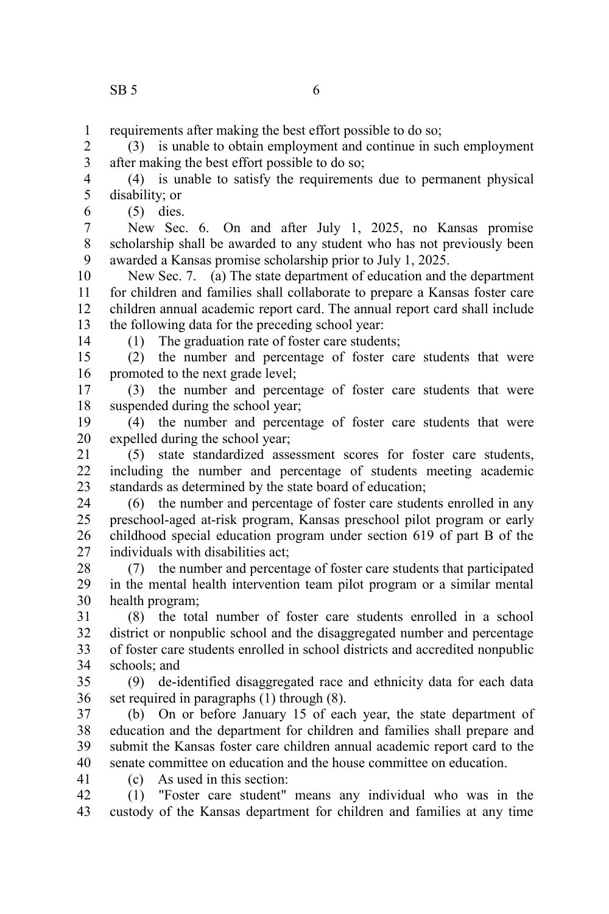requirements after making the best effort possible to do so;

(3) is unable to obtain employment and continue in such employment after making the best effort possible to do so;

(4) is unable to satisfy the requirements due to permanent physical disability; or

(5) dies.

New Sec. 6. On and after July 1, 2025, no Kansas promise scholarship shall be awarded to any student who has not previously been awarded a Kansas promise scholarship prior to July 1, 2025.

New Sec. 7. (a) The state department of education and the department for children and families shall collaborate to prepare a Kansas foster care children annual academic report card. The annual report card shall include the following data for the preceding school year:

(1) The graduation rate of foster care students;

(2) the number and percentage of foster care students that were promoted to the next grade level;

(3) the number and percentage of foster care students that were suspended during the school year;

(4) the number and percentage of foster care students that were expelled during the school year;

(5) state standardized assessment scores for foster care students, including the number and percentage of students meeting academic standards as determined by the state board of education;

(6) the number and percentage of foster care students enrolled in any preschool-aged at-risk program, Kansas preschool pilot program or early childhood special education program under section 619 of part B of the individuals with disabilities act;

(7) the number and percentage of foster care students that participated in the mental health intervention team pilot program or a similar mental health program;

(8) the total number of foster care students enrolled in a school district or nonpublic school and the disaggregated number and percentage of foster care students enrolled in school districts and accredited nonpublic schools; and

(9) de-identified disaggregated race and ethnicity data for each data set required in paragraphs (1) through (8).

(b) On or before January 15 of each year, the state department of education and the department for children and families shall prepare and submit the Kansas foster care children annual academic report card to the senate committee on education and the house committee on education.

(c) As used in this section:

(1) "Foster care student" means any individual who was in the custody of the Kansas department for children and families at any time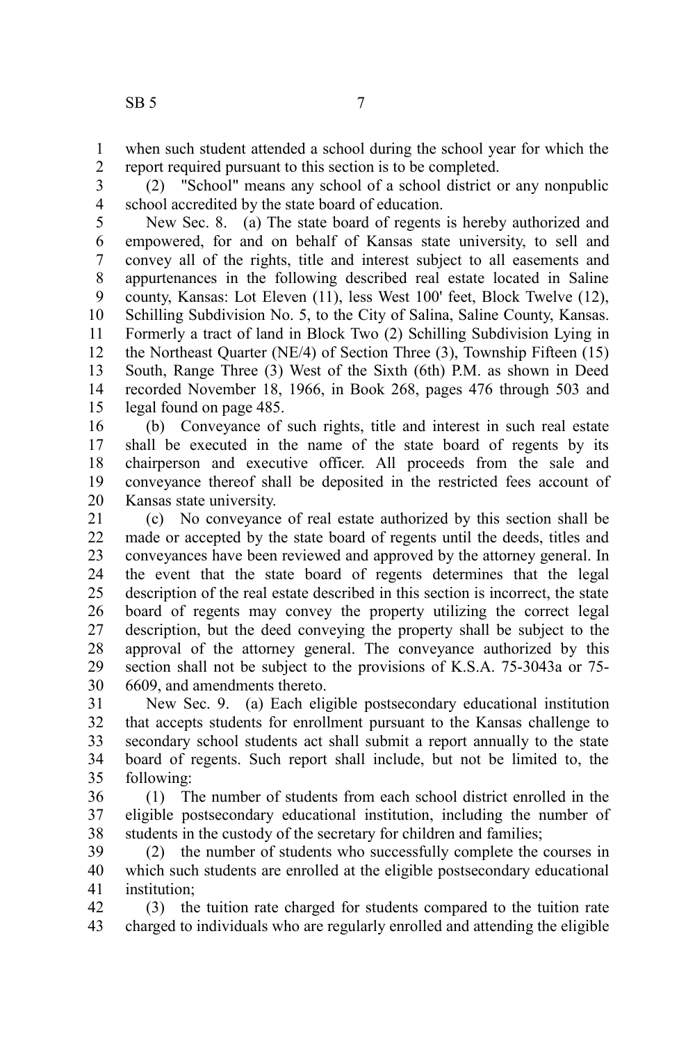when such student attended a school during the school year for which the report required pursuant to this section is to be completed.

(2) "School" means any school of a school district or any nonpublic school accredited by the state board of education.

New Sec. 8. (a) The state board of regents is hereby authorized and empowered, for and on behalf of Kansas state university, to sell and convey all of the rights, title and interest subject to all easements and appurtenances in the following described real estate located in Saline county, Kansas: Lot Eleven (11), less West 100' feet, Block Twelve (12), Schilling Subdivision No. 5, to the City of Salina, Saline County, Kansas. Formerly a tract of land in Block Two (2) Schilling Subdivision Lying in the Northeast Quarter (NE/4) of Section Three (3), Township Fifteen (15) South, Range Three (3) West of the Sixth (6th) P.M. as shown in Deed recorded November 18, 1966, in Book 268, pages 476 through 503 and legal found on page 485.

(b) Conveyance of such rights, title and interest in such real estate shall be executed in the name of the state board of regents by its chairperson and executive officer. All proceeds from the sale and conveyance thereof shall be deposited in the restricted fees account of Kansas state university.

(c) No conveyance of real estate authorized by this section shall be made or accepted by the state board of regents until the deeds, titles and conveyances have been reviewed and approved by the attorney general. In the event that the state board of regents determines that the legal description of the real estate described in this section is incorrect, the state board of regents may convey the property utilizing the correct legal description, but the deed conveying the property shall be subject to the approval of the attorney general. The conveyance authorized by this section shall not be subject to the provisions of K.S.A. 75-3043a or 75-6609, and amendments thereto.

New Sec. 9. (a) Each eligible postsecondary educational institution that accepts students for enrollment pursuant to the Kansas challenge to secondary school students act shall submit a report annually to the state board of regents. Such report shall include, but not be limited to, the following:

(1) The number of students from each school district enrolled in the eligible postsecondary educational institution, including the number of students in the custody of the secretary for children and families;

(2) the number of students who successfully complete the courses in which such students are enrolled at the eligible postsecondary educational institution;

(3) the tuition rate charged for students compared to the tuition rate charged to individuals who are regularly enrolled and attending the eligible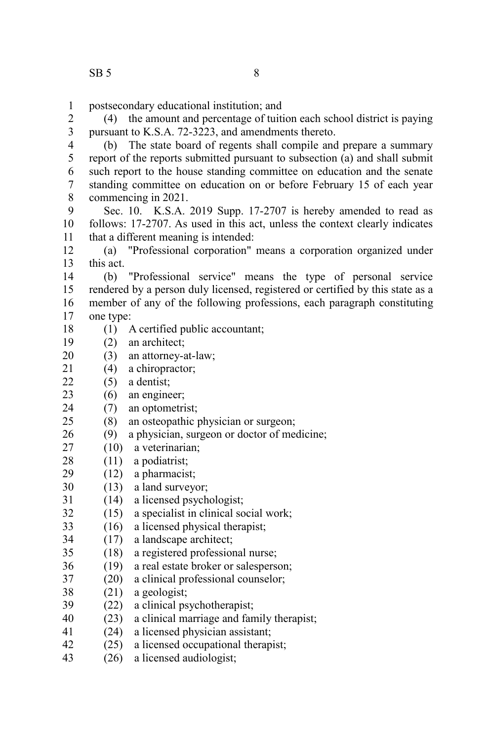postsecondary educational institution; and

(4) the amount and percentage of tuition each school district is paying pursuant to K.S.A. 72-3223, and amendments thereto.

(b) The state board of regents shall compile and prepare a summary report of the reports submitted pursuant to subsection (a) and shall submit such report to the house standing committee on education and the senate standing committee on education on or before February 15 of each year commencing in 2021.

Sec. 10. K.S.A. 2019 Supp. 17-2707 is hereby amended to read as follows: 17-2707. As used in this act, unless the context clearly indicates that a different meaning is intended:

(a) "Professional corporation" means a corporation organized under this act.

(b) "Professional service" means the type of personal service rendered by a person duly licensed, registered or certified by this state as a member of any of the following professions, each paragraph constituting one type:

(1) A certified public accountant;

(2) an architect;

(3) an attorney-at-law;

(4) a chiropractor;

(5) a dentist;

(6) an engineer;

(7) an optometrist;

(8) an osteopathic physician or surgeon;

(9) a physician, surgeon or doctor of medicine;

(10) a veterinarian;

(11) a podiatrist;

(12) a pharmacist;

(13) a land surveyor;

(14) a licensed psychologist;

(15) a specialist in clinical social work;

(16) a licensed physical therapist;

(17) a landscape architect;

(18) a registered professional nurse;

(19) a real estate broker or salesperson;

(20) a clinical professional counselor;

(21) a geologist;

(22) a clinical psychotherapist;

(23) a clinical marriage and family therapist;

(24) a licensed physician assistant;

(25) a licensed occupational therapist;

(26) a licensed audiologist;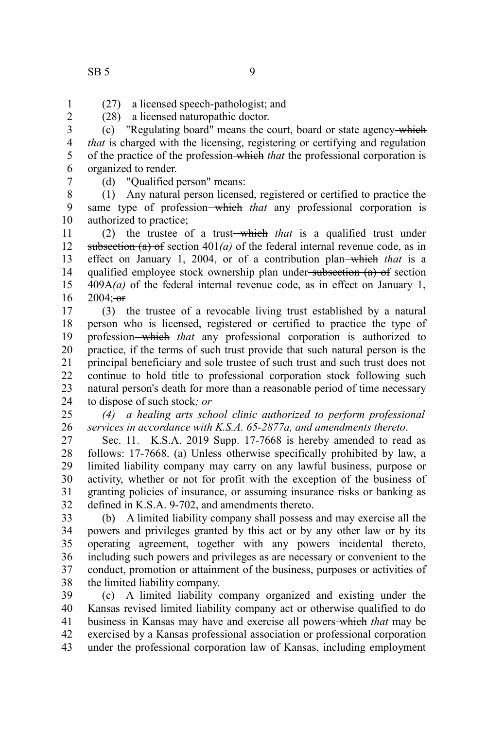(27) a licensed speech-pathologist; and

(28) a licensed naturopathic doctor.

(c) "Regulating board" means the court, board or state agency ~~which~~ *that* is charged with the licensing, registering or certifying and regulation of the practice of the profession ~~which~~ *that* the professional corporation is organized to render.

(d) "Qualified person" means:

(1) Any natural person licensed, registered or certified to practice the same type of profession ~~which~~ *that* any professional corporation is authorized to practice;

(2) the trustee of a trust ~~which~~ *that* is a qualified trust under ~~subsection (a) of~~ section 401*(a)* of the federal internal revenue code, as in effect on January 1, 2004, or of a contribution plan ~~which~~ *that* is a qualified employee stock ownership plan under ~~subsection (a) of~~ section 409A*(a)* of the federal internal revenue code, as in effect on January 1, 2004; ~~or~~

(3) the trustee of a revocable living trust established by a natural person who is licensed, registered or certified to practice the type of profession ~~which~~ *that* any professional corporation is authorized to practice, if the terms of such trust provide that such natural person is the principal beneficiary and sole trustee of such trust and such trust does not continue to hold title to professional corporation stock following such natural person's death for more than a reasonable period of time necessary to dispose of such stock*; or*

*(4) a healing arts school clinic authorized to perform professional services in accordance with K.S.A. 65-2877a, and amendments thereto*.

Sec. 11. K.S.A. 2019 Supp. 17-7668 is hereby amended to read as follows: 17-7668. (a) Unless otherwise specifically prohibited by law, a limited liability company may carry on any lawful business, purpose or activity, whether or not for profit with the exception of the business of granting policies of insurance, or assuming insurance risks or banking as defined in K.S.A. 9-702, and amendments thereto.

(b) A limited liability company shall possess and may exercise all the powers and privileges granted by this act or by any other law or by its operating agreement, together with any powers incidental thereto, including such powers and privileges as are necessary or convenient to the conduct, promotion or attainment of the business, purposes or activities of the limited liability company.

(c) A limited liability company organized and existing under the Kansas revised limited liability company act or otherwise qualified to do business in Kansas may have and exercise all powers ~~which~~ *that* may be exercised by a Kansas professional association or professional corporation under the professional corporation law of Kansas, including employment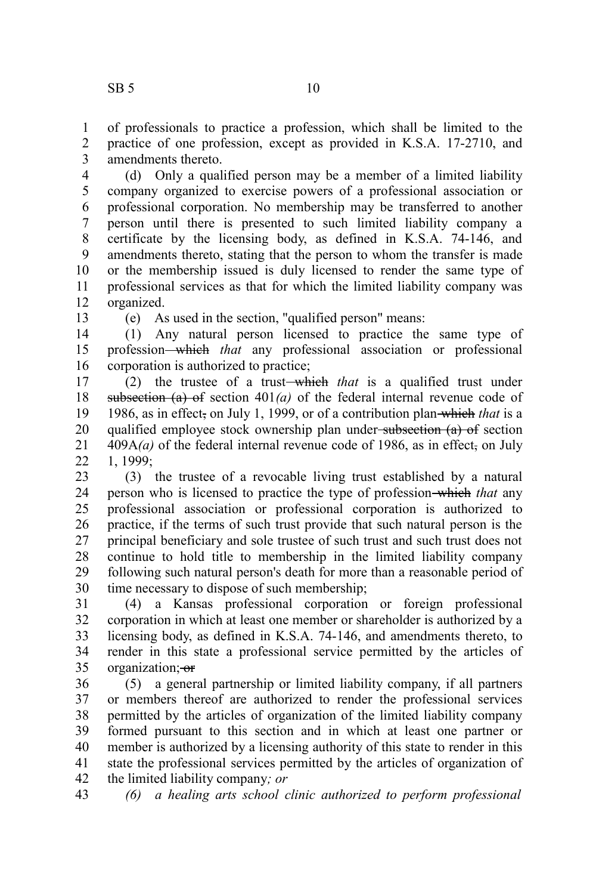of professionals to practice a profession, which shall be limited to the practice of one profession, except as provided in K.S.A. 17-2710, and amendments thereto.

(d) Only a qualified person may be a member of a limited liability company organized to exercise powers of a professional association or professional corporation. No membership may be transferred to another person until there is presented to such limited liability company a certificate by the licensing body, as defined in K.S.A. 74-146, and amendments thereto, stating that the person to whom the transfer is made or the membership issued is duly licensed to render the same type of professional services as that for which the limited liability company was organized.

(e) As used in the section, "qualified person" means:

(1) Any natural person licensed to practice the same type of profession ~~which~~ *that* any professional association or professional corporation is authorized to practice;

(2) the trustee of a trust ~~which~~ *that* is a qualified trust under ~~subsection (a) of~~ section 401*(a)* of the federal internal revenue code of 1986, as in effect~~,~~ on July 1, 1999, or of a contribution plan ~~which~~ *that* is a qualified employee stock ownership plan under ~~subsection (a) of~~ section 409A*(a)* of the federal internal revenue code of 1986, as in effect~~,~~ on July 1, 1999;

(3) the trustee of a revocable living trust established by a natural person who is licensed to practice the type of profession ~~which~~ *that* any professional association or professional corporation is authorized to practice, if the terms of such trust provide that such natural person is the principal beneficiary and sole trustee of such trust and such trust does not continue to hold title to membership in the limited liability company following such natural person's death for more than a reasonable period of time necessary to dispose of such membership;

(4) a Kansas professional corporation or foreign professional corporation in which at least one member or shareholder is authorized by a licensing body, as defined in K.S.A. 74-146, and amendments thereto, to render in this state a professional service permitted by the articles of organization; ~~or~~

(5) a general partnership or limited liability company, if all partners or members thereof are authorized to render the professional services permitted by the articles of organization of the limited liability company formed pursuant to this section and in which at least one partner or member is authorized by a licensing authority of this state to render in this state the professional services permitted by the articles of organization of the limited liability company*; or*

*(6) a healing arts school clinic authorized to perform professional*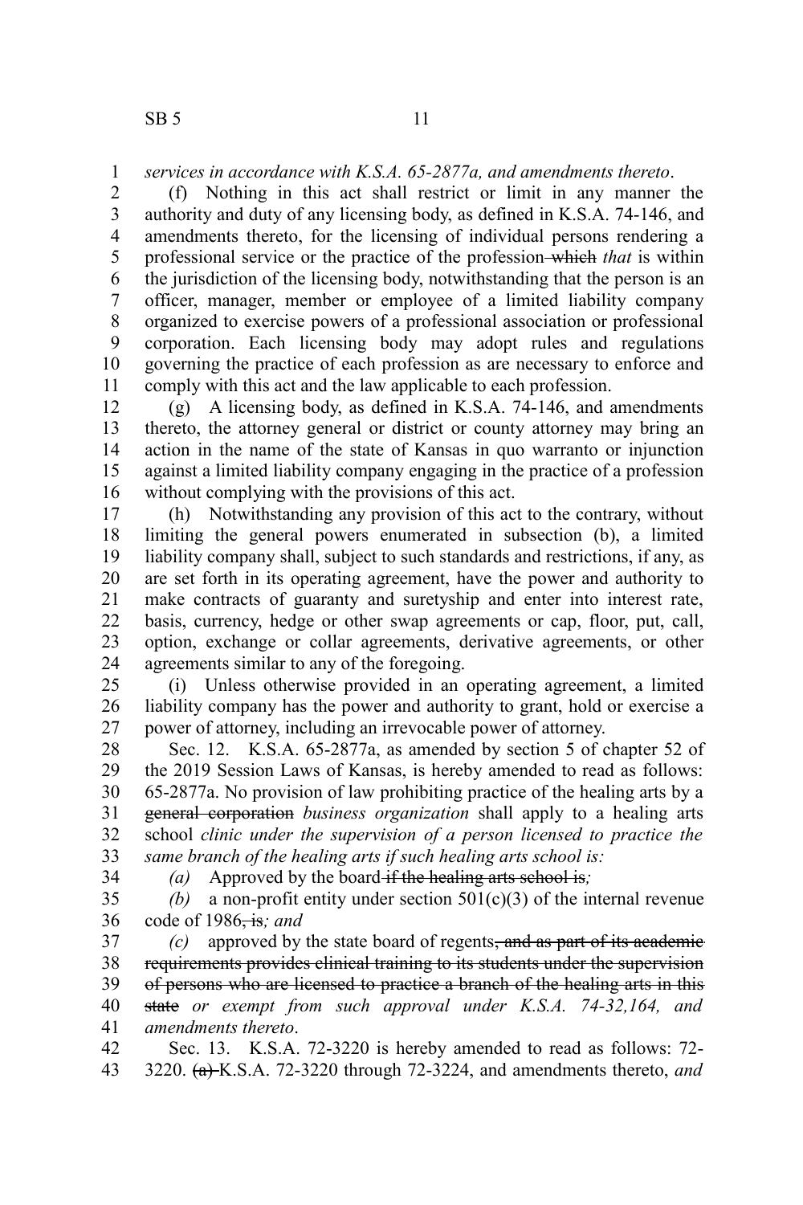*services in accordance with K.S.A. 65-2877a, and amendments thereto*.

(f) Nothing in this act shall restrict or limit in any manner the authority and duty of any licensing body, as defined in K.S.A. 74-146, and amendments thereto, for the licensing of individual persons rendering a professional service or the practice of the profession ~~which~~ *that* is within the jurisdiction of the licensing body, notwithstanding that the person is an officer, manager, member or employee of a limited liability company organized to exercise powers of a professional association or professional corporation. Each licensing body may adopt rules and regulations governing the practice of each profession as are necessary to enforce and comply with this act and the law applicable to each profession.

(g) A licensing body, as defined in K.S.A. 74-146, and amendments thereto, the attorney general or district or county attorney may bring an action in the name of the state of Kansas in quo warranto or injunction against a limited liability company engaging in the practice of a profession without complying with the provisions of this act.

(h) Notwithstanding any provision of this act to the contrary, without limiting the general powers enumerated in subsection (b), a limited liability company shall, subject to such standards and restrictions, if any, as are set forth in its operating agreement, have the power and authority to make contracts of guaranty and suretyship and enter into interest rate, basis, currency, hedge or other swap agreements or cap, floor, put, call, option, exchange or collar agreements, derivative agreements, or other agreements similar to any of the foregoing.

(i) Unless otherwise provided in an operating agreement, a limited liability company has the power and authority to grant, hold or exercise a power of attorney, including an irrevocable power of attorney.

Sec. 12. K.S.A. 65-2877a, as amended by section 5 of chapter 52 of the 2019 Session Laws of Kansas, is hereby amended to read as follows: 65-2877a. No provision of law prohibiting practice of the healing arts by a ~~general corporation~~ *business organization* shall apply to a healing arts school *clinic under the supervision of a person licensed to practice the same branch of the healing arts if such healing arts school is:*

*(a)* Approved by the board ~~if the healing arts school is,~~*;*

*(b)* a non-profit entity under section 501(c)(3) of the internal revenue code of 1986~~, is~~*; and*

*(c)* approved by the state board of regents~~, and as part of its academic requirements provides clinical training to its students under the supervision of persons who are licensed to practice a branch of the healing arts in this state~~ *or exempt from such approval under K.S.A. 74-32,164, and amendments thereto*.

Sec. 13. K.S.A. 72-3220 is hereby amended to read as follows: 72-3220. ~~(a)~~ K.S.A. 72-3220 through 72-3224, and amendments thereto, *and*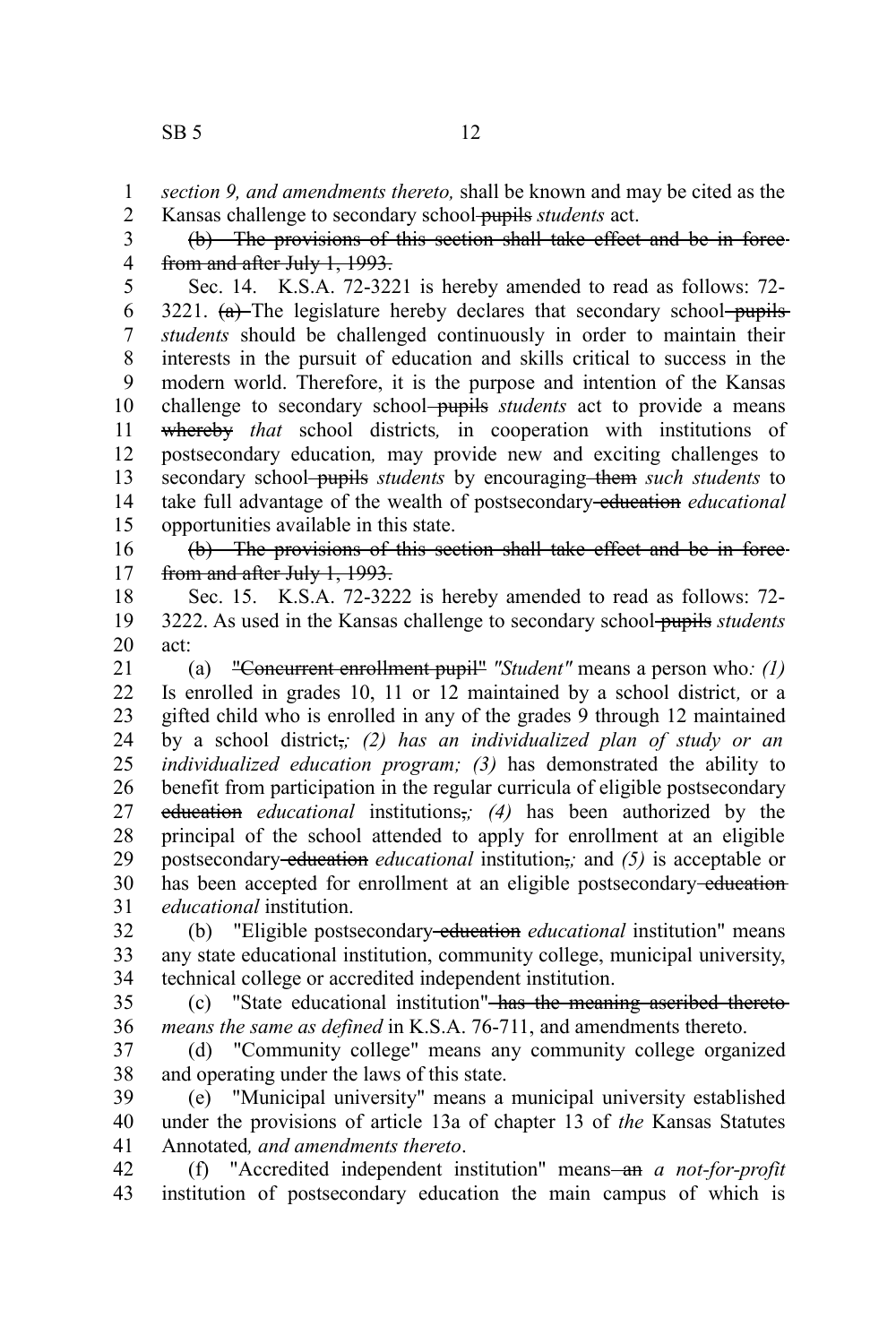*section 9, and amendments thereto,* shall be known and may be cited as the Kansas challenge to secondary school ~~pupils~~ *students* act.

~~(b) The provisions of this section shall take effect and be in force from and after July 1, 1993.~~

Sec. 14. K.S.A. 72-3221 is hereby amended to read as follows: 72-3221. ~~(a)~~ The legislature hereby declares that secondary school ~~pupils~~ *students* should be challenged continuously in order to maintain their interests in the pursuit of education and skills critical to success in the modern world. Therefore, it is the purpose and intention of the Kansas challenge to secondary school ~~pupils~~ *students* act to provide a means ~~whereby~~ *that* school districts*,* in cooperation with institutions of postsecondary education*,* may provide new and exciting challenges to secondary school ~~pupils~~ *students* by encouraging ~~them~~ *such students* to take full advantage of the wealth of postsecondary ~~education~~ *educational* opportunities available in this state.

~~(b) The provisions of this section shall take effect and be in force from and after July 1, 1993.~~

Sec. 15. K.S.A. 72-3222 is hereby amended to read as follows: 72-3222. As used in the Kansas challenge to secondary school ~~pupils~~ *students* act:

(a) ~~"Concurrent enrollment pupil"~~ *"Student"* means a person who*: (1)* Is enrolled in grades 10, 11 or 12 maintained by a school district*,* or a gifted child who is enrolled in any of the grades 9 through 12 maintained by a school district~~,~~*; (2) has an individualized plan of study or an individualized education program; (3)* has demonstrated the ability to benefit from participation in the regular curricula of eligible postsecondary ~~education~~ *educational* institutions~~,~~*; (4)* has been authorized by the principal of the school attended to apply for enrollment at an eligible postsecondary ~~education~~ *educational* institution~~,~~*;* and *(5)* is acceptable or has been accepted for enrollment at an eligible postsecondary ~~education~~ *educational* institution.

(b) "Eligible postsecondary ~~education~~ *educational* institution" means any state educational institution, community college, municipal university, technical college or accredited independent institution.

(c) "State educational institution" ~~has the meaning ascribed thereto~~ *means the same as defined* in K.S.A. 76-711, and amendments thereto.

(d) "Community college" means any community college organized and operating under the laws of this state.

(e) "Municipal university" means a municipal university established under the provisions of article 13a of chapter 13 of *the* Kansas Statutes Annotated*, and amendments thereto*.

(f) "Accredited independent institution" means ~~an~~ *a not-for-profit* institution of postsecondary education the main campus of which is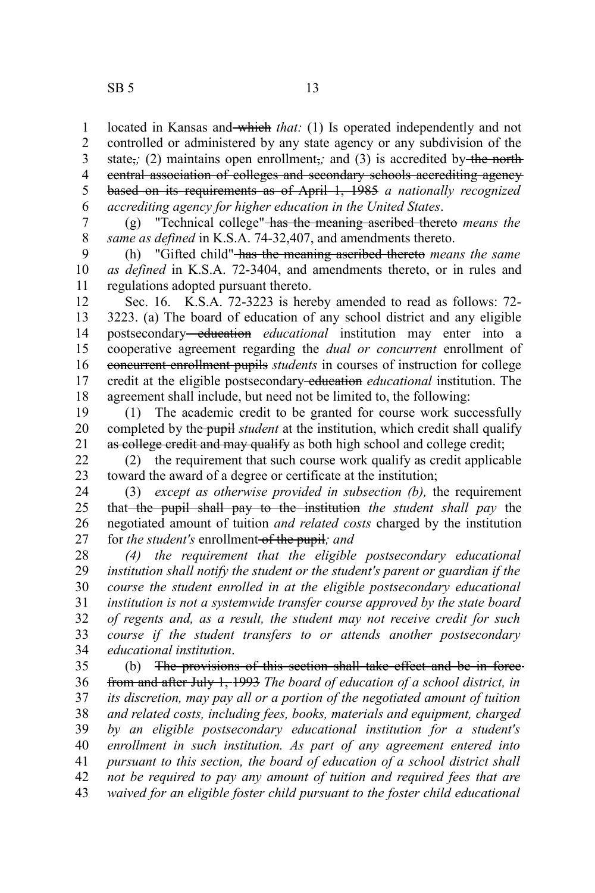located in Kansas and ~~which~~ *that:* (1) Is operated independently and not controlled or administered by any state agency or any subdivision of the state~~,~~*;* (2) maintains open enrollment~~,~~*;* and (3) is accredited by ~~the north central association of colleges and secondary schools accrediting agency based on its requirements as of April 1, 1985~~ *a nationally recognized accrediting agency for higher education in the United States*.

(g) "Technical college" ~~has the meaning ascribed thereto~~ *means the same as defined* in K.S.A. 74-32,407, and amendments thereto.

(h) "Gifted child" ~~has the meaning ascribed thereto~~ *means the same as defined* in K.S.A. 72-3404, and amendments thereto, or in rules and regulations adopted pursuant thereto.

Sec. 16. K.S.A. 72-3223 is hereby amended to read as follows: 72-3223. (a) The board of education of any school district and any eligible postsecondary ~~education~~ *educational* institution may enter into a cooperative agreement regarding the *dual or concurrent* enrollment of ~~concurrent enrollment pupils~~ *students* in courses of instruction for college credit at the eligible postsecondary ~~education~~ *educational* institution. The agreement shall include, but need not be limited to, the following:

(1) The academic credit to be granted for course work successfully completed by the ~~pupil~~ *student* at the institution, which credit shall qualify ~~as college credit and may qualify~~ as both high school and college credit;

(2) the requirement that such course work qualify as credit applicable toward the award of a degree or certificate at the institution;

(3) *except as otherwise provided in subsection (b),* the requirement that ~~the pupil shall pay to the institution~~ *the student shall pay* the negotiated amount of tuition *and related costs* charged by the institution for *the student's* enrollment ~~of the pupil~~*; and*

*(4) the requirement that the eligible postsecondary educational institution shall notify the student or the student's parent or guardian if the course the student enrolled in at the eligible postsecondary educational institution is not a systemwide transfer course approved by the state board of regents and, as a result, the student may not receive credit for such course if the student transfers to or attends another postsecondary educational institution*.

(b) ~~The provisions of this section shall take effect and be in force from and after July 1, 1993~~ *The board of education of a school district, in its discretion, may pay all or a portion of the negotiated amount of tuition and related costs, including fees, books, materials and equipment, charged by an eligible postsecondary educational institution for a student's enrollment in such institution. As part of any agreement entered into pursuant to this section, the board of education of a school district shall not be required to pay any amount of tuition and required fees that are waived for an eligible foster child pursuant to the foster child educational*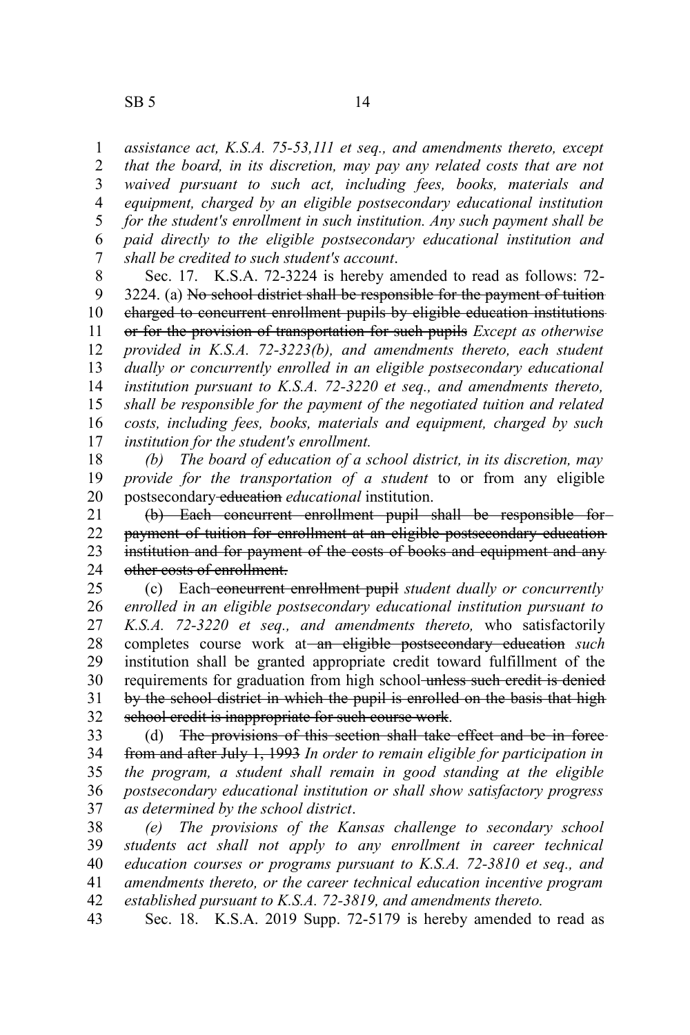*assistance act, K.S.A. 75-53,111 et seq., and amendments thereto, except that the board, in its discretion, may pay any related costs that are not waived pursuant to such act, including fees, books, materials and equipment, charged by an eligible postsecondary educational institution for the student's enrollment in such institution. Any such payment shall be paid directly to the eligible postsecondary educational institution and shall be credited to such student's account*.

Sec. 17. K.S.A. 72-3224 is hereby amended to read as follows: 72-3224. (a) ~~No school district shall be responsible for the payment of tuition charged to concurrent enrollment pupils by eligible education institutions or for the provision of transportation for such pupils~~ *Except as otherwise provided in K.S.A. 72-3223(b), and amendments thereto, each student dually or concurrently enrolled in an eligible postsecondary educational institution pursuant to K.S.A. 72-3220 et seq., and amendments thereto, shall be responsible for the payment of the negotiated tuition and related costs, including fees, books, materials and equipment, charged by such institution for the student's enrollment.*

*(b) The board of education of a school district, in its discretion, may provide for the transportation of a student* to or from any eligible postsecondary ~~education~~ *educational* institution.

~~(b) Each concurrent enrollment pupil shall be responsible for payment of tuition for enrollment at an eligible postsecondary education institution and for payment of the costs of books and equipment and any other costs of enrollment.~~

(c) Each ~~concurrent enrollment pupil~~ *student dually or concurrently enrolled in an eligible postsecondary educational institution pursuant to K.S.A. 72-3220 et seq., and amendments thereto,* who satisfactorily completes course work at ~~an eligible postsecondary education~~ *such* institution shall be granted appropriate credit toward fulfillment of the requirements for graduation from high school ~~unless such credit is denied by the school district in which the pupil is enrolled on the basis that high school credit is inappropriate for such course work~~.

(d) ~~The provisions of this section shall take effect and be in force from and after July 1, 1993~~ *In order to remain eligible for participation in the program, a student shall remain in good standing at the eligible postsecondary educational institution or shall show satisfactory progress as determined by the school district*.

*(e) The provisions of the Kansas challenge to secondary school students act shall not apply to any enrollment in career technical education courses or programs pursuant to K.S.A. 72-3810 et seq., and amendments thereto, or the career technical education incentive program established pursuant to K.S.A. 72-3819, and amendments thereto.*

Sec. 18. K.S.A. 2019 Supp. 72-5179 is hereby amended to read as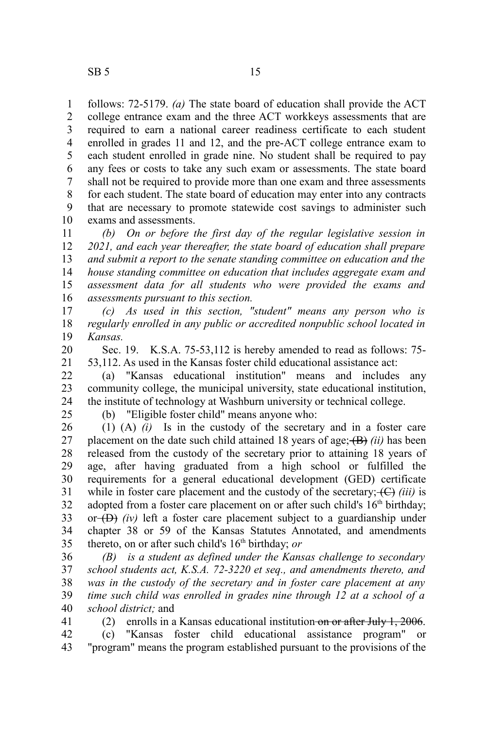follows: 72-5179. *(a)* The state board of education shall provide the ACT college entrance exam and the three ACT workkeys assessments that are required to earn a national career readiness certificate to each student enrolled in grades 11 and 12, and the pre-ACT college entrance exam to each student enrolled in grade nine. No student shall be required to pay any fees or costs to take any such exam or assessments. The state board shall not be required to provide more than one exam and three assessments for each student. The state board of education may enter into any contracts that are necessary to promote statewide cost savings to administer such exams and assessments.

*(b) On or before the first day of the regular legislative session in 2021, and each year thereafter, the state board of education shall prepare and submit a report to the senate standing committee on education and the house standing committee on education that includes aggregate exam and assessment data for all students who were provided the exams and assessments pursuant to this section.*

*(c) As used in this section, "student" means any person who is regularly enrolled in any public or accredited nonpublic school located in Kansas.*

Sec. 19. K.S.A. 75-53,112 is hereby amended to read as follows: 75-53,112. As used in the Kansas foster child educational assistance act:

(a) "Kansas educational institution" means and includes any community college, the municipal university, state educational institution, the institute of technology at Washburn university or technical college.

(b) "Eligible foster child" means anyone who:

(1) (A) *(i)* Is in the custody of the secretary and in a foster care placement on the date such child attained 18 years of age; ~~(B)~~ *(ii)* has been released from the custody of the secretary prior to attaining 18 years of age, after having graduated from a high school or fulfilled the requirements for a general educational development (GED) certificate while in foster care placement and the custody of the secretary; ~~(C)~~ *(iii)* is adopted from a foster care placement on or after such child's 16th birthday; or ~~(D)~~ *(iv)* left a foster care placement subject to a guardianship under chapter 38 or 59 of the Kansas Statutes Annotated, and amendments thereto, on or after such child's 16th birthday; *or*

*(B) is a student as defined under the Kansas challenge to secondary school students act, K.S.A. 72-3220 et seq., and amendments thereto, and was in the custody of the secretary and in foster care placement at any time such child was enrolled in grades nine through 12 at a school of a school district;* and

(2) enrolls in a Kansas educational institution ~~on or after July 1, 2006~~.

(c) "Kansas foster child educational assistance program" or "program" means the program established pursuant to the provisions of the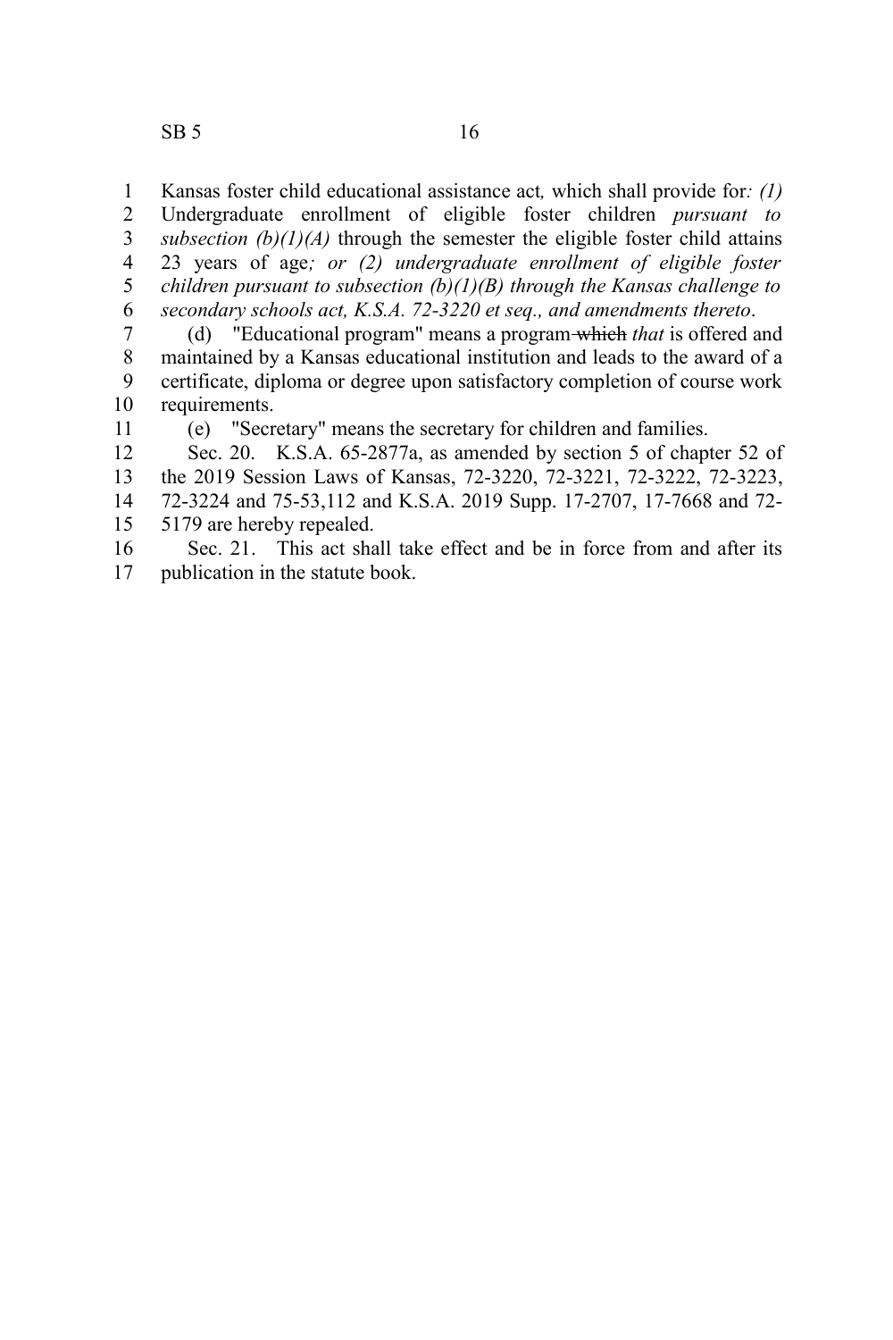Kansas foster child educational assistance act*,* which shall provide for*: (1)* Undergraduate enrollment of eligible foster children *pursuant to subsection (b)(1)(A)* through the semester the eligible foster child attains 23 years of age*; or (2) undergraduate enrollment of eligible foster children pursuant to subsection (b)(1)(B) through the Kansas challenge to secondary schools act, K.S.A. 72-3220 et seq., and amendments thereto*.

(d) "Educational program" means a program ~~which~~ *that* is offered and maintained by a Kansas educational institution and leads to the award of a certificate, diploma or degree upon satisfactory completion of course work requirements.

(e) "Secretary" means the secretary for children and families.

Sec. 20. K.S.A. 65-2877a, as amended by section 5 of chapter 52 of the 2019 Session Laws of Kansas, 72-3220, 72-3221, 72-3222, 72-3223, 72-3224 and 75-53,112 and K.S.A. 2019 Supp. 17-2707, 17-7668 and 72-5179 are hereby repealed.

Sec. 21. This act shall take effect and be in force from and after its publication in the statute book.